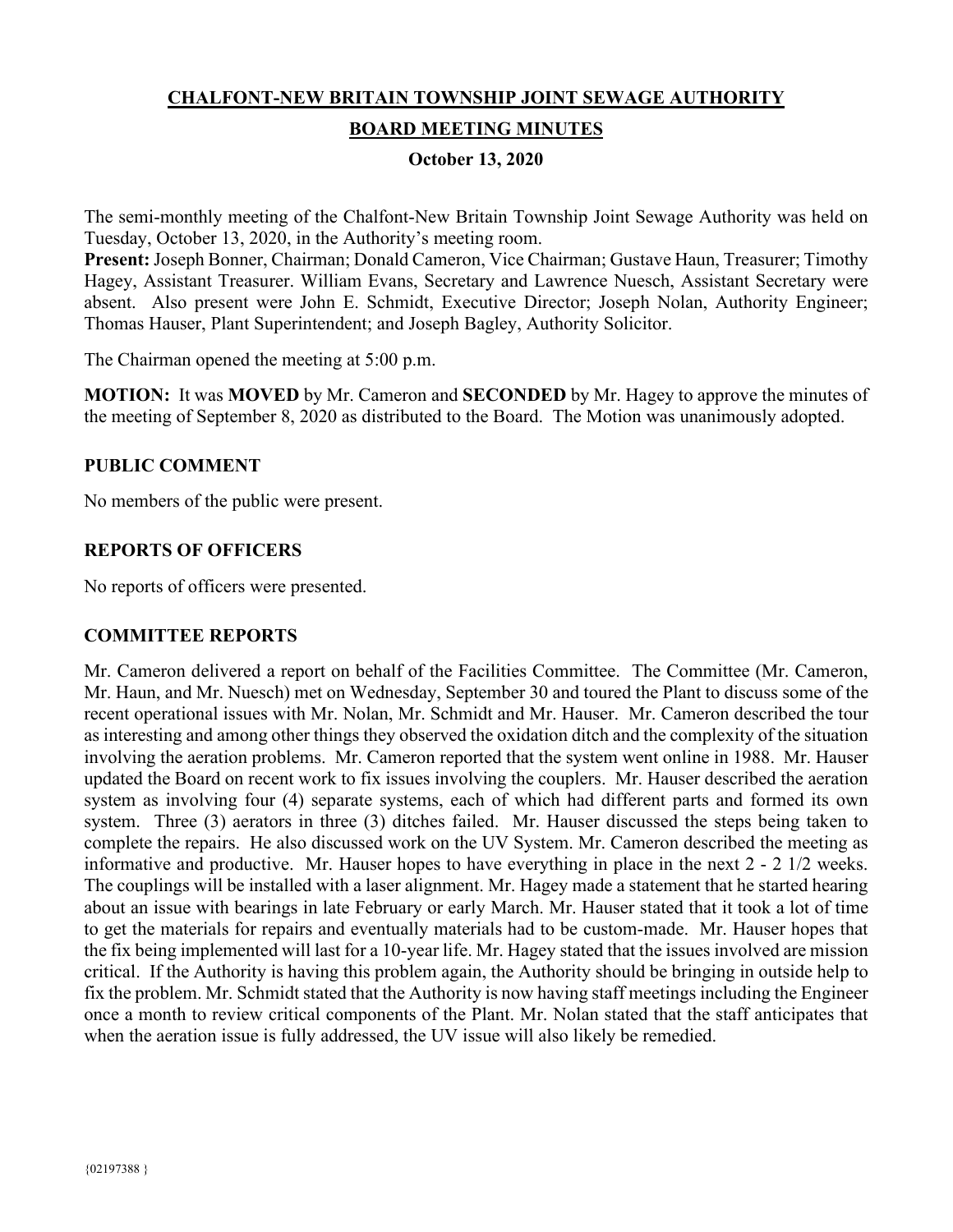**CHALFONT-NEW BRITAIN TOWNSHIP JOINT SEWAGE AUTHORITY**

**BOARD MEETING MINUTES**

**October 13, 2020**

The semi-monthly meeting of the Chalfont-New Britain Township Joint Sewage Authority was held on Tuesday, October 13, 2020, in the Authority's meeting room.

**Present:** Joseph Bonner, Chairman; Donald Cameron, Vice Chairman; Gustave Haun, Treasurer; Timothy Hagey, Assistant Treasurer. William Evans, Secretary and Lawrence Nuesch, Assistant Secretary were absent. Also present were John E. Schmidt, Executive Director; Joseph Nolan, Authority Engineer; Thomas Hauser, Plant Superintendent; and Joseph Bagley, Authority Solicitor.

The Chairman opened the meeting at 5:00 p.m.

**MOTION:** It was **MOVED** by Mr. Cameron and **SECONDED** by Mr. Hagey to approve the minutes of the meeting of September 8, 2020 as distributed to the Board. The Motion was unanimously adopted.

## PUBLIC COMMENT

No members of the public were present.

## REPORTS OF OFFICERS

No reports of officers were presented.

## COMMITTEE REPORTS

Mr. Cameron delivered a report on behalf of the Facilities Committee. The Committee (Mr. Cameron, Mr. Haun, and Mr. Nuesch) met on Wednesday, September 30 and toured the Plant to discuss some of the recent operational issues with Mr. Nolan, Mr. Schmidt and Mr. Hauser. Mr. Cameron described the tour as interesting and among other things they observed the oxidation ditch and the complexity of the situation involving the aeration problems. Mr. Cameron reported that the system went online in 1988. Mr. Hauser updated the Board on recent work to fix issues involving the couplers. Mr. Hauser described the aeration system as involving four (4) separate systems, each of which had different parts and formed its own system. Three (3) aerators in three (3) ditches failed. Mr. Hauser discussed the steps being taken to complete the repairs. He also discussed work on the UV System. Mr. Cameron described the meeting as informative and productive. Mr. Hauser hopes to have everything in place in the next 2 - 2 1/2 weeks. The couplings will be installed with a laser alignment. Mr. Hagey made a statement that he started hearing about an issue with bearings in late February or early March. Mr. Hauser stated that it took a lot of time to get the materials for repairs and eventually materials had to be custom-made. Mr. Hauser hopes that the fix being implemented will last for a 10-year life. Mr. Hagey stated that the issues involved are mission critical. If the Authority is having this problem again, the Authority should be bringing in outside help to fix the problem. Mr. Schmidt stated that the Authority is now having staff meetings including the Engineer once a month to review critical components of the Plant. Mr. Nolan stated that the staff anticipates that when the aeration issue is fully addressed, the UV issue will also likely be remedied.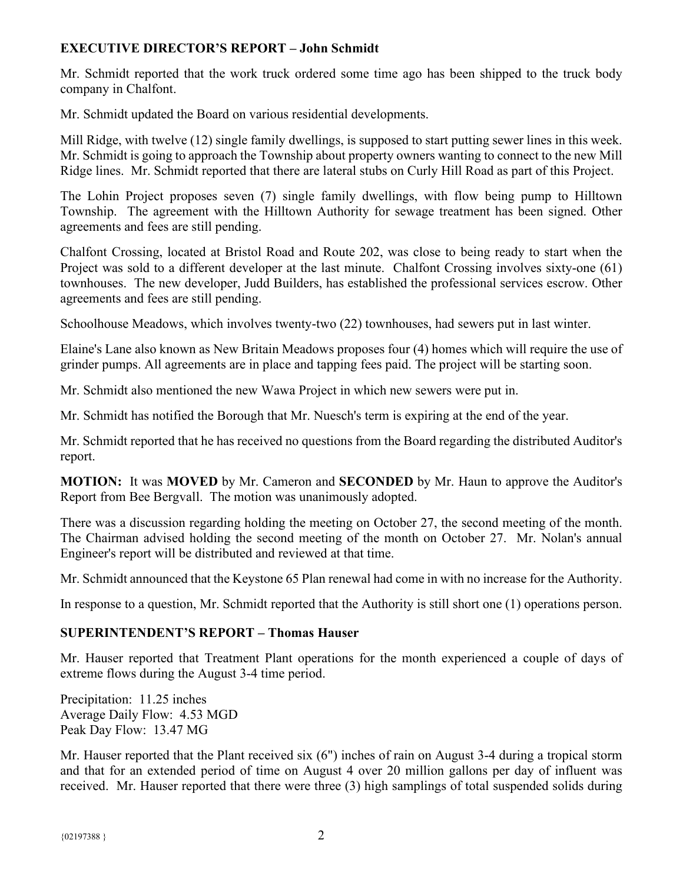**EXECUTIVE DIRECTOR'S REPORT – John Schmidt**

Mr. Schmidt reported that the work truck ordered some time ago has been shipped to the truck body company in Chalfont.

Mr. Schmidt updated the Board on various residential developments.

Mill Ridge, with twelve (12) single family dwellings, is supposed to start putting sewer lines in this week. Mr. Schmidt is going to approach the Township about property owners wanting to connect to the new Mill Ridge lines. Mr. Schmidt reported that there are lateral stubs on Curly Hill Road as part of this Project.

The Lohin Project proposes seven (7) single family dwellings, with flow being pump to Hilltown Township. The agreement with the Hilltown Authority for sewage treatment has been signed. Other agreements and fees are still pending.

Chalfont Crossing, located at Bristol Road and Route 202, was close to being ready to start when the Project was sold to a different developer at the last minute. Chalfont Crossing involves sixty-one (61) townhouses. The new developer, Judd Builders, has established the professional services escrow. Other agreements and fees are still pending.

Schoolhouse Meadows, which involves twenty-two (22) townhouses, had sewers put in last winter.

Elaine's Lane also known as New Britain Meadows proposes four (4) homes which will require the use of grinder pumps. All agreements are in place and tapping fees paid. The project will be starting soon.

Mr. Schmidt also mentioned the new Wawa Project in which new sewers were put in.

Mr. Schmidt has notified the Borough that Mr. Nuesch's term is expiring at the end of the year.

Mr. Schmidt reported that he has received no questions from the Board regarding the distributed Auditor's report.

**MOTION:** It was **MOVED** by Mr. Cameron and **SECONDED** by Mr. Haun to approve the Auditor's Report from Bee Bergvall. The motion was unanimously adopted.

There was a discussion regarding holding the meeting on October 27, the second meeting of the month. The Chairman advised holding the second meeting of the month on October 27. Mr. Nolan's annual Engineer's report will be distributed and reviewed at that time.

Mr. Schmidt announced that the Keystone 65 Plan renewal had come in with no increase for the Authority.

In response to a question, Mr. Schmidt reported that the Authority is still short one (1) operations person.

**SUPERINTENDENT'S REPORT – Thomas Hauser**

Mr. Hauser reported that Treatment Plant operations for the month experienced a couple of days of extreme flows during the August 3-4 time period.

Precipitation: 11.25 inches  
Average Daily Flow: 4.53 MGD  
Peak Day Flow: 13.47 MG

Mr. Hauser reported that the Plant received six (6") inches of rain on August 3-4 during a tropical storm and that for an extended period of time on August 4 over 20 million gallons per day of influent was received. Mr. Hauser reported that there were three (3) high samplings of total suspended solids during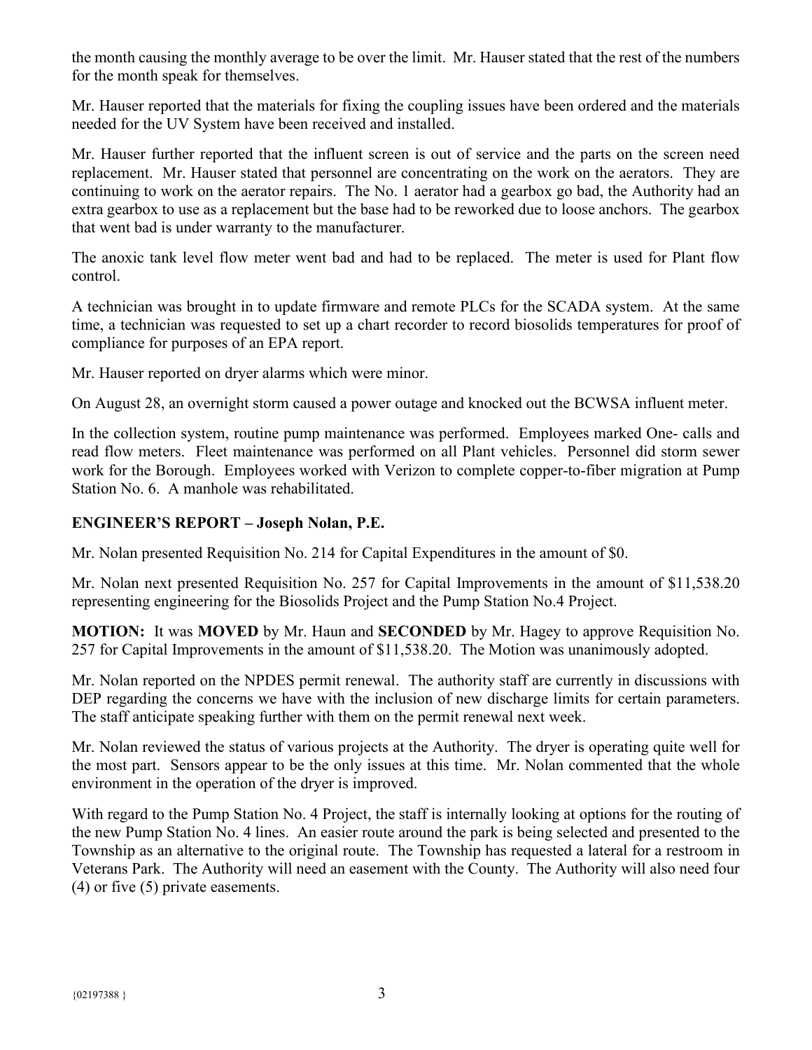the month causing the monthly average to be over the limit. Mr. Hauser stated that the rest of the numbers for the month speak for themselves.

Mr. Hauser reported that the materials for fixing the coupling issues have been ordered and the materials needed for the UV System have been received and installed.

Mr. Hauser further reported that the influent screen is out of service and the parts on the screen need replacement. Mr. Hauser stated that personnel are concentrating on the work on the aerators. They are continuing to work on the aerator repairs. The No. 1 aerator had a gearbox go bad, the Authority had an extra gearbox to use as a replacement but the base had to be reworked due to loose anchors. The gearbox that went bad is under warranty to the manufacturer.

The anoxic tank level flow meter went bad and had to be replaced. The meter is used for Plant flow control.

A technician was brought in to update firmware and remote PLCs for the SCADA system. At the same time, a technician was requested to set up a chart recorder to record biosolids temperatures for proof of compliance for purposes of an EPA report.

Mr. Hauser reported on dryer alarms which were minor.

On August 28, an overnight storm caused a power outage and knocked out the BCWSA influent meter.

In the collection system, routine pump maintenance was performed. Employees marked One- calls and read flow meters. Fleet maintenance was performed on all Plant vehicles. Personnel did storm sewer work for the Borough. Employees worked with Verizon to complete copper-to-fiber migration at Pump Station No. 6. A manhole was rehabilitated.

### ENGINEER'S REPORT – Joseph Nolan, P.E.

Mr. Nolan presented Requisition No. 214 for Capital Expenditures in the amount of $0.

Mr. Nolan next presented Requisition No. 257 for Capital Improvements in the amount of $11,538.20 representing engineering for the Biosolids Project and the Pump Station No.4 Project.

**MOTION:** It was **MOVED** by Mr. Haun and **SECONDED** by Mr. Hagey to approve Requisition No. 257 for Capital Improvements in the amount of $11,538.20. The Motion was unanimously adopted.

Mr. Nolan reported on the NPDES permit renewal. The authority staff are currently in discussions with DEP regarding the concerns we have with the inclusion of new discharge limits for certain parameters. The staff anticipate speaking further with them on the permit renewal next week.

Mr. Nolan reviewed the status of various projects at the Authority. The dryer is operating quite well for the most part. Sensors appear to be the only issues at this time. Mr. Nolan commented that the whole environment in the operation of the dryer is improved.

With regard to the Pump Station No. 4 Project, the staff is internally looking at options for the routing of the new Pump Station No. 4 lines. An easier route around the park is being selected and presented to the Township as an alternative to the original route. The Township has requested a lateral for a restroom in Veterans Park. The Authority will need an easement with the County. The Authority will also need four (4) or five (5) private easements.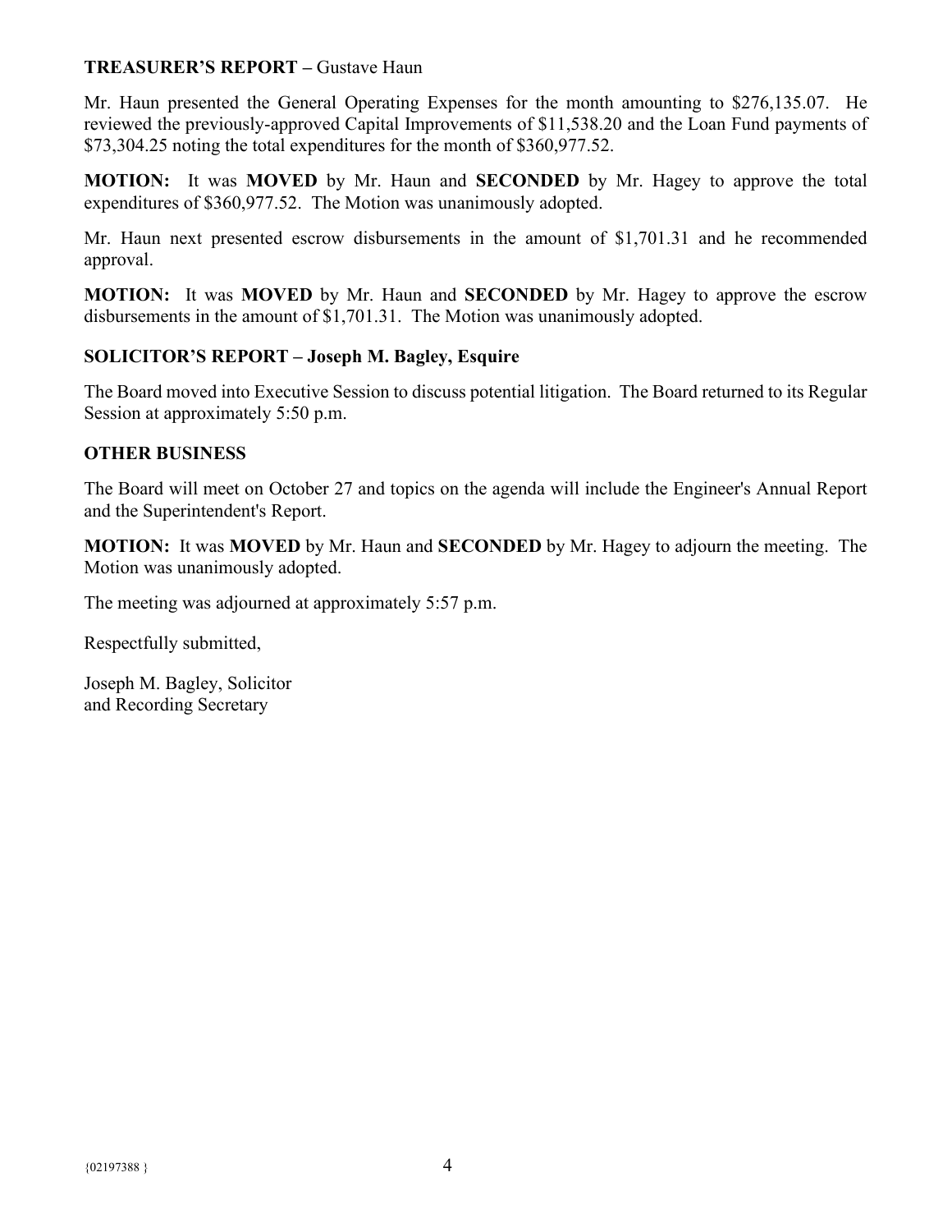**TREASURER'S REPORT –** Gustave Haun

Mr. Haun presented the General Operating Expenses for the month amounting to $276,135.07. He reviewed the previously-approved Capital Improvements of $11,538.20 and the Loan Fund payments of $73,304.25 noting the total expenditures for the month of $360,977.52.

**MOTION:** It was **MOVED** by Mr. Haun and **SECONDED** by Mr. Hagey to approve the total expenditures of $360,977.52. The Motion was unanimously adopted.

Mr. Haun next presented escrow disbursements in the amount of $1,701.31 and he recommended approval.

**MOTION:** It was **MOVED** by Mr. Haun and **SECONDED** by Mr. Hagey to approve the escrow disbursements in the amount of $1,701.31. The Motion was unanimously adopted.

**SOLICITOR'S REPORT – Joseph M. Bagley, Esquire**

The Board moved into Executive Session to discuss potential litigation. The Board returned to its Regular Session at approximately 5:50 p.m.

**OTHER BUSINESS**

The Board will meet on October 27 and topics on the agenda will include the Engineer's Annual Report and the Superintendent's Report.

**MOTION:** It was **MOVED** by Mr. Haun and **SECONDED** by Mr. Hagey to adjourn the meeting. The Motion was unanimously adopted.

The meeting was adjourned at approximately 5:57 p.m.

Respectfully submitted,

Joseph M. Bagley, Solicitor
and Recording Secretary

{02197388 }